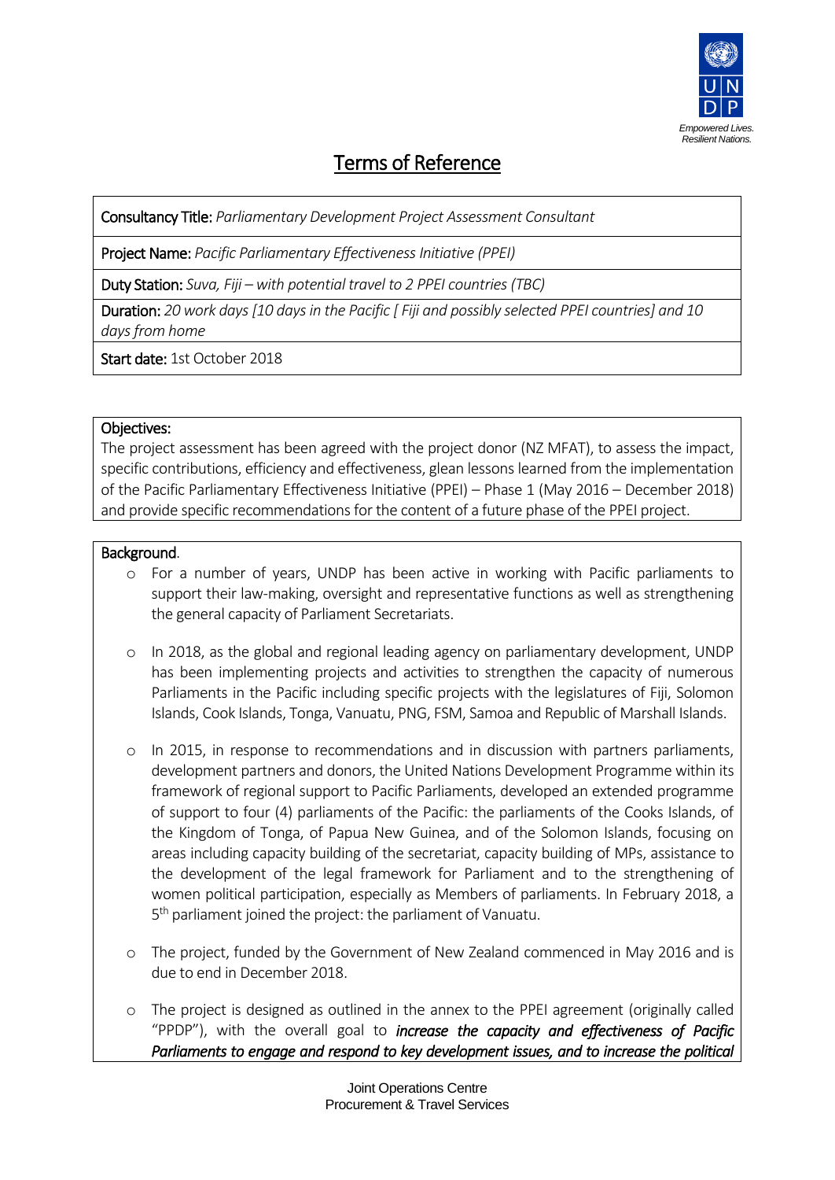# Terms of Reference

**Consultancy Title:** *Parliamentary Development Project Assessment Consultant*

**Project Name:** *Pacific Parliamentary Effectiveness Initiative (PPEI)*

**Duty Station:** *Suva, Fiji – with potential travel to 2 PPEI countries (TBC)*

**Duration:** *20 work days [10 days in the Pacific [ Fiji and possibly selected PPEI countries] and 10 days from home*

**Start date:** 1st October 2018

**Objectives:**

The project assessment has been agreed with the project donor (NZ MFAT), to assess the impact, specific contributions, efficiency and effectiveness, glean lessons learned from the implementation of the Pacific Parliamentary Effectiveness Initiative (PPEI) – Phase 1 (May 2016 – December 2018) and provide specific recommendations for the content of a future phase of the PPEI project.

**Background**.

- For a number of years, UNDP has been active in working with Pacific parliaments to support their law-making, oversight and representative functions as well as strengthening the general capacity of Parliament Secretariats.
- In 2018, as the global and regional leading agency on parliamentary development, UNDP has been implementing projects and activities to strengthen the capacity of numerous Parliaments in the Pacific including specific projects with the legislatures of Fiji, Solomon Islands, Cook Islands, Tonga, Vanuatu, PNG, FSM, Samoa and Republic of Marshall Islands.
- In 2015, in response to recommendations and in discussion with partners parliaments, development partners and donors, the United Nations Development Programme within its framework of regional support to Pacific Parliaments, developed an extended programme of support to four (4) parliaments of the Pacific: the parliaments of the Cooks Islands, of the Kingdom of Tonga, of Papua New Guinea, and of the Solomon Islands, focusing on areas including capacity building of the secretariat, capacity building of MPs, assistance to the development of the legal framework for Parliament and to the strengthening of women political participation, especially as Members of parliaments. In February 2018, a 5th parliament joined the project: the parliament of Vanuatu.
- The project, funded by the Government of New Zealand commenced in May 2016 and is due to end in December 2018.
- The project is designed as outlined in the annex to the PPEI agreement (originally called "PPDP"), with the overall goal to ***increase the capacity and effectiveness of Pacific Parliaments to engage and respond to key development issues, and to increase the political***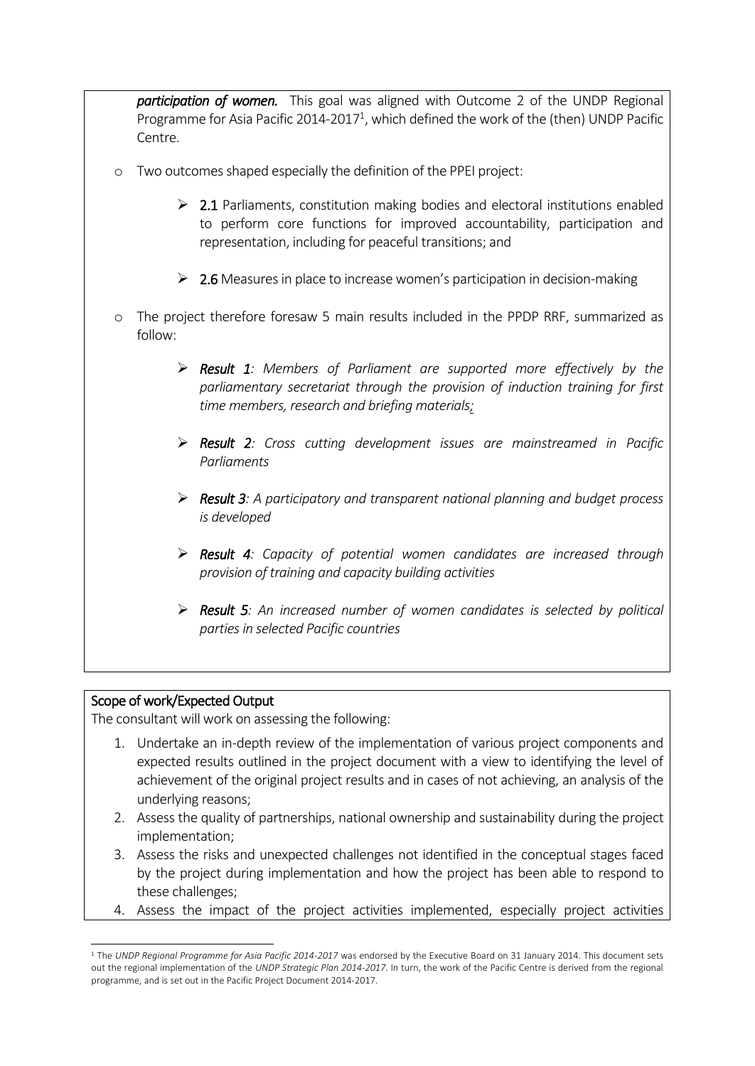***participation of women.*** This goal was aligned with Outcome 2 of the UNDP Regional Programme for Asia Pacific 2014-2017[1], which defined the work of the (then) UNDP Pacific Centre.

- Two outcomes shaped especially the definition of the PPEI project:
  - **2.1** Parliaments, constitution making bodies and electoral institutions enabled to perform core functions for improved accountability, participation and representation, including for peaceful transitions; and
  - **2.6** Measures in place to increase women's participation in decision-making
- The project therefore foresaw 5 main results included in the PPDP RRF, summarized as follow:
  - ***Result 1****: Members of Parliament are supported more effectively by the parliamentary secretariat through the provision of induction training for first time members, research and briefing materials;*
  - ***Result 2****: Cross cutting development issues are mainstreamed in Pacific Parliaments*
  - ***Result 3****: A participatory and transparent national planning and budget process is developed*
  - ***Result 4****: Capacity of potential women candidates are increased through provision of training and capacity building activities*
  - ***Result 5****: An increased number of women candidates is selected by political parties in selected Pacific countries*

## Scope of work/Expected Output

The consultant will work on assessing the following:

1. Undertake an in-depth review of the implementation of various project components and expected results outlined in the project document with a view to identifying the level of achievement of the original project results and in cases of not achieving, an analysis of the underlying reasons;
2. Assess the quality of partnerships, national ownership and sustainability during the project implementation;
3. Assess the risks and unexpected challenges not identified in the conceptual stages faced by the project during implementation and how the project has been able to respond to these challenges;
4. Assess the impact of the project activities implemented, especially project activities

[1] The *UNDP Regional Programme for Asia Pacific 2014-2017* was endorsed by the Executive Board on 31 January 2014. This document sets out the regional implementation of the *UNDP Strategic Plan 2014-2017*. In turn, the work of the Pacific Centre is derived from the regional programme, and is set out in the Pacific Project Document 2014-2017.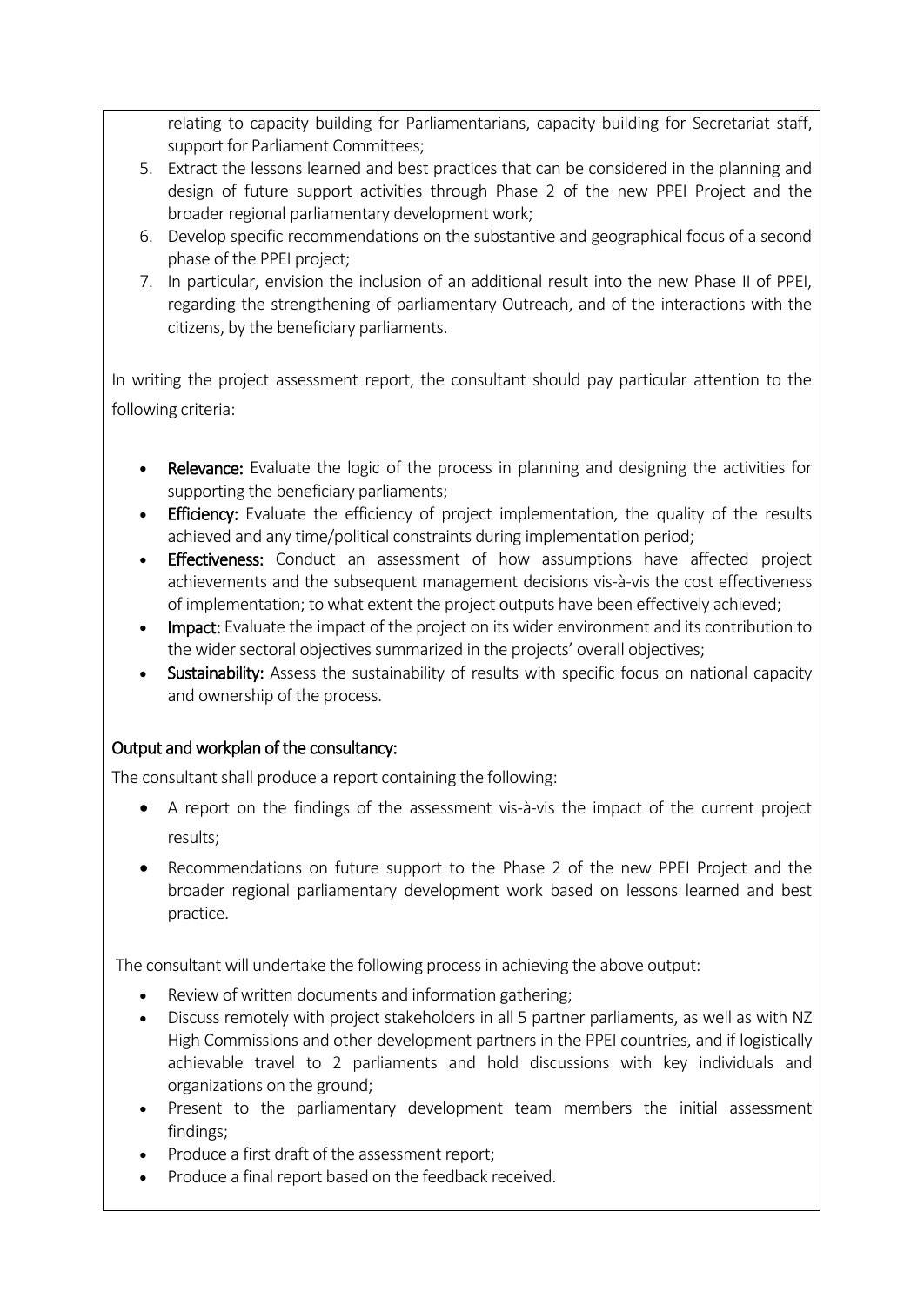relating to capacity building for Parliamentarians, capacity building for Secretariat staff, support for Parliament Committees;

5. Extract the lessons learned and best practices that can be considered in the planning and design of future support activities through Phase 2 of the new PPEI Project and the broader regional parliamentary development work;
6. Develop specific recommendations on the substantive and geographical focus of a second phase of the PPEI project;
7. In particular, envision the inclusion of an additional result into the new Phase II of PPEI, regarding the strengthening of parliamentary Outreach, and of the interactions with the citizens, by the beneficiary parliaments.

In writing the project assessment report, the consultant should pay particular attention to the following criteria:

- **Relevance:** Evaluate the logic of the process in planning and designing the activities for supporting the beneficiary parliaments;
- **Efficiency:** Evaluate the efficiency of project implementation, the quality of the results achieved and any time/political constraints during implementation period;
- **Effectiveness:** Conduct an assessment of how assumptions have affected project achievements and the subsequent management decisions vis-à-vis the cost effectiveness of implementation; to what extent the project outputs have been effectively achieved;
- **Impact:** Evaluate the impact of the project on its wider environment and its contribution to the wider sectoral objectives summarized in the projects' overall objectives;
- **Sustainability:** Assess the sustainability of results with specific focus on national capacity and ownership of the process.

Output and workplan of the consultancy:

The consultant shall produce a report containing the following:

- A report on the findings of the assessment vis-à-vis the impact of the current project results;
- Recommendations on future support to the Phase 2 of the new PPEI Project and the broader regional parliamentary development work based on lessons learned and best practice.

The consultant will undertake the following process in achieving the above output:

- Review of written documents and information gathering;
- Discuss remotely with project stakeholders in all 5 partner parliaments, as well as with NZ High Commissions and other development partners in the PPEI countries, and if logistically achievable travel to 2 parliaments and hold discussions with key individuals and organizations on the ground;
- Present to the parliamentary development team members the initial assessment findings;
- Produce a first draft of the assessment report;
- Produce a final report based on the feedback received.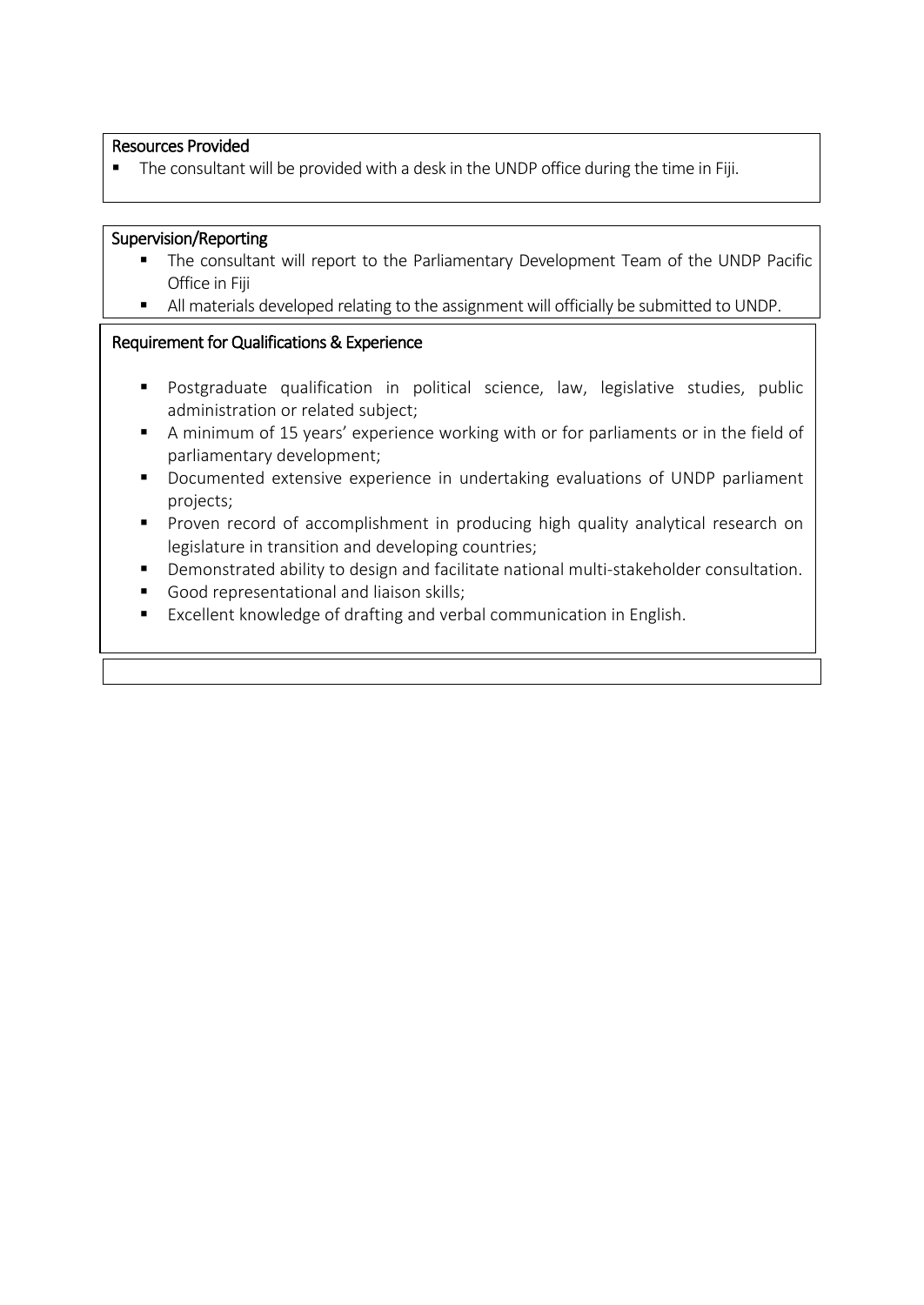**Resources Provided**

- The consultant will be provided with a desk in the UNDP office during the time in Fiji.

**Supervision/Reporting**

- The consultant will report to the Parliamentary Development Team of the UNDP Pacific Office in Fiji
- All materials developed relating to the assignment will officially be submitted to UNDP.

**Requirement for Qualifications & Experience**

- Postgraduate qualification in political science, law, legislative studies, public administration or related subject;
- A minimum of 15 years' experience working with or for parliaments or in the field of parliamentary development;
- Documented extensive experience in undertaking evaluations of UNDP parliament projects;
- Proven record of accomplishment in producing high quality analytical research on legislature in transition and developing countries;
- Demonstrated ability to design and facilitate national multi-stakeholder consultation.
- Good representational and liaison skills;
- Excellent knowledge of drafting and verbal communication in English.